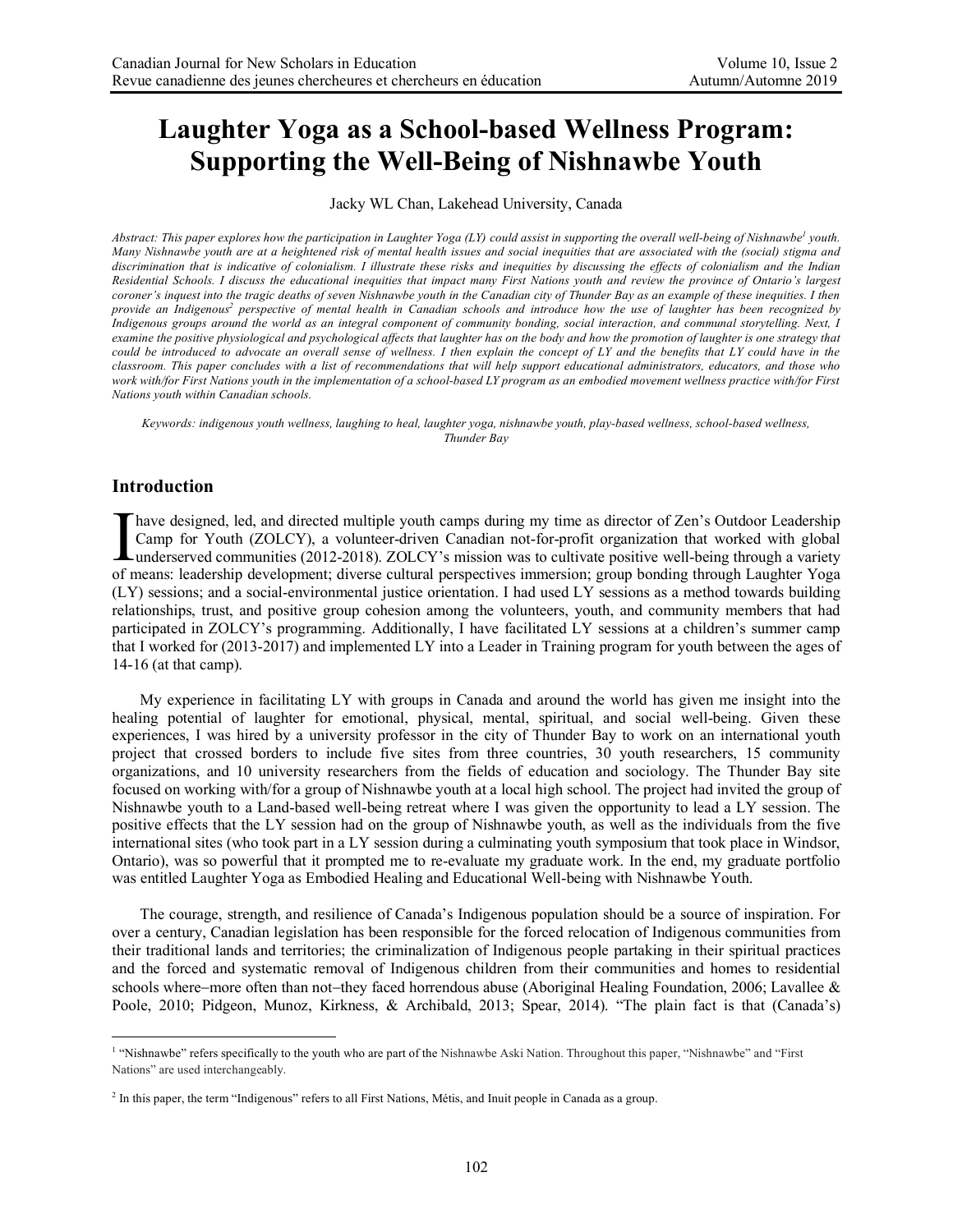# Laughter Yoga as a School-based Wellness Program: Supporting the Well-Being of Nishnawbe Youth

Jacky WL Chan, Lakehead University, Canada

*Abstract: This paper explores how the participation in Laughter Yoga (LY) could assist in supporting the overall well-being of Nishnawbe[1] youth. Many Nishnawbe youth are at a heightened risk of mental health issues and social inequities that are associated with the (social) stigma and discrimination that is indicative of colonialism. I illustrate these risks and inequities by discussing the effects of colonialism and the Indian Residential Schools. I discuss the educational inequities that impact many First Nations youth and review the province of Ontario's largest coroner's inquest into the tragic deaths of seven Nishnawbe youth in the Canadian city of Thunder Bay as an example of these inequities. I then provide an Indigenous[2] perspective of mental health in Canadian schools and introduce how the use of laughter has been recognized by Indigenous groups around the world as an integral component of community bonding, social interaction, and communal storytelling. Next, I examine the positive physiological and psychological affects that laughter has on the body and how the promotion of laughter is one strategy that could be introduced to advocate an overall sense of wellness. I then explain the concept of LY and the benefits that LY could have in the classroom. This paper concludes with a list of recommendations that will help support educational administrators, educators, and those who work with/for First Nations youth in the implementation of a school-based LY program as an embodied movement wellness practice with/for First Nations youth within Canadian schools.*

*Keywords: indigenous youth wellness, laughing to heal, laughter yoga, nishnawbe youth, play-based wellness, school-based wellness, Thunder Bay*

## Introduction

I have designed, led, and directed multiple youth camps during my time as director of Zen's Outdoor Leadership Camp for Youth (ZOLCY), a volunteer-driven Canadian not-for-profit organization that worked with global underserved communities (2012-2018). ZOLCY's mission was to cultivate positive well-being through a variety of means: leadership development; diverse cultural perspectives immersion; group bonding through Laughter Yoga (LY) sessions; and a social-environmental justice orientation. I had used LY sessions as a method towards building relationships, trust, and positive group cohesion among the volunteers, youth, and community members that had participated in ZOLCY's programming. Additionally, I have facilitated LY sessions at a children's summer camp that I worked for (2013-2017) and implemented LY into a Leader in Training program for youth between the ages of 14-16 (at that camp).

My experience in facilitating LY with groups in Canada and around the world has given me insight into the healing potential of laughter for emotional, physical, mental, spiritual, and social well-being. Given these experiences, I was hired by a university professor in the city of Thunder Bay to work on an international youth project that crossed borders to include five sites from three countries, 30 youth researchers, 15 community organizations, and 10 university researchers from the fields of education and sociology. The Thunder Bay site focused on working with/for a group of Nishnawbe youth at a local high school. The project had invited the group of Nishnawbe youth to a Land-based well-being retreat where I was given the opportunity to lead a LY session. The positive effects that the LY session had on the group of Nishnawbe youth, as well as the individuals from the five international sites (who took part in a LY session during a culminating youth symposium that took place in Windsor, Ontario), was so powerful that it prompted me to re-evaluate my graduate work. In the end, my graduate portfolio was entitled Laughter Yoga as Embodied Healing and Educational Well-being with Nishnawbe Youth.

The courage, strength, and resilience of Canada's Indigenous population should be a source of inspiration. For over a century, Canadian legislation has been responsible for the forced relocation of Indigenous communities from their traditional lands and territories; the criminalization of Indigenous people partaking in their spiritual practices and the forced and systematic removal of Indigenous children from their communities and homes to residential schools where−more often than not−they faced horrendous abuse (Aboriginal Healing Foundation, 2006; Lavallee & Poole, 2010; Pidgeon, Munoz, Kirkness, & Archibald, 2013; Spear, 2014). "The plain fact is that (Canada's)

---

[1] "Nishnawbe" refers specifically to the youth who are part of the Nishnawbe Aski Nation. Throughout this paper, "Nishnawbe" and "First Nations" are used interchangeably.

[2] In this paper, the term "Indigenous" refers to all First Nations, Métis, and Inuit people in Canada as a group.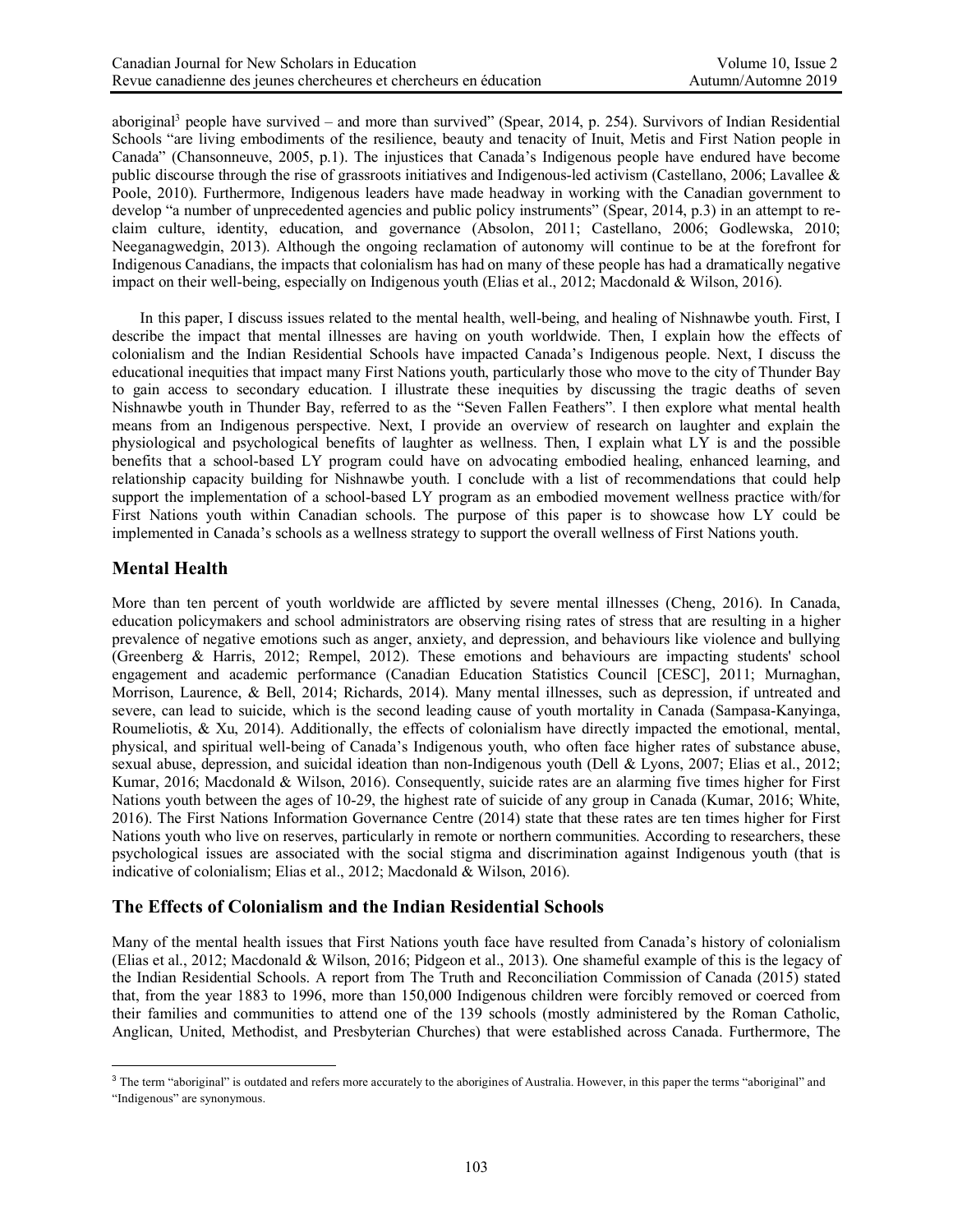aboriginal[3] people have survived – and more than survived" (Spear, 2014, p. 254). Survivors of Indian Residential Schools "are living embodiments of the resilience, beauty and tenacity of Inuit, Metis and First Nation people in Canada" (Chansonneuve, 2005, p.1). The injustices that Canada's Indigenous people have endured have become public discourse through the rise of grassroots initiatives and Indigenous-led activism (Castellano, 2006; Lavallee & Poole, 2010). Furthermore, Indigenous leaders have made headway in working with the Canadian government to develop "a number of unprecedented agencies and public policy instruments" (Spear, 2014, p.3) in an attempt to re-claim culture, identity, education, and governance (Absolon, 2011; Castellano, 2006; Godlewska, 2010; Neeganagwedgin, 2013). Although the ongoing reclamation of autonomy will continue to be at the forefront for Indigenous Canadians, the impacts that colonialism has had on many of these people has had a dramatically negative impact on their well-being, especially on Indigenous youth (Elias et al., 2012; Macdonald & Wilson, 2016).

In this paper, I discuss issues related to the mental health, well-being, and healing of Nishnawbe youth. First, I describe the impact that mental illnesses are having on youth worldwide. Then, I explain how the effects of colonialism and the Indian Residential Schools have impacted Canada's Indigenous people. Next, I discuss the educational inequities that impact many First Nations youth, particularly those who move to the city of Thunder Bay to gain access to secondary education. I illustrate these inequities by discussing the tragic deaths of seven Nishnawbe youth in Thunder Bay, referred to as the "Seven Fallen Feathers". I then explore what mental health means from an Indigenous perspective. Next, I provide an overview of research on laughter and explain the physiological and psychological benefits of laughter as wellness. Then, I explain what LY is and the possible benefits that a school-based LY program could have on advocating embodied healing, enhanced learning, and relationship capacity building for Nishnawbe youth. I conclude with a list of recommendations that could help support the implementation of a school-based LY program as an embodied movement wellness practice with/for First Nations youth within Canadian schools. The purpose of this paper is to showcase how LY could be implemented in Canada's schools as a wellness strategy to support the overall wellness of First Nations youth.

## Mental Health

More than ten percent of youth worldwide are afflicted by severe mental illnesses (Cheng, 2016). In Canada, education policymakers and school administrators are observing rising rates of stress that are resulting in a higher prevalence of negative emotions such as anger, anxiety, and depression, and behaviours like violence and bullying (Greenberg & Harris, 2012; Rempel, 2012). These emotions and behaviours are impacting students' school engagement and academic performance (Canadian Education Statistics Council [CESC], 2011; Murnaghan, Morrison, Laurence, & Bell, 2014; Richards, 2014). Many mental illnesses, such as depression, if untreated and severe, can lead to suicide, which is the second leading cause of youth mortality in Canada (Sampasa-Kanyinga, Roumeliotis, & Xu, 2014). Additionally, the effects of colonialism have directly impacted the emotional, mental, physical, and spiritual well-being of Canada's Indigenous youth, who often face higher rates of substance abuse, sexual abuse, depression, and suicidal ideation than non-Indigenous youth (Dell & Lyons, 2007; Elias et al., 2012; Kumar, 2016; Macdonald & Wilson, 2016). Consequently, suicide rates are an alarming five times higher for First Nations youth between the ages of 10-29, the highest rate of suicide of any group in Canada (Kumar, 2016; White, 2016). The First Nations Information Governance Centre (2014) state that these rates are ten times higher for First Nations youth who live on reserves, particularly in remote or northern communities. According to researchers, these psychological issues are associated with the social stigma and discrimination against Indigenous youth (that is indicative of colonialism; Elias et al., 2012; Macdonald & Wilson, 2016).

## The Effects of Colonialism and the Indian Residential Schools

Many of the mental health issues that First Nations youth face have resulted from Canada's history of colonialism (Elias et al., 2012; Macdonald & Wilson, 2016; Pidgeon et al., 2013). One shameful example of this is the legacy of the Indian Residential Schools. A report from The Truth and Reconciliation Commission of Canada (2015) stated that, from the year 1883 to 1996, more than 150,000 Indigenous children were forcibly removed or coerced from their families and communities to attend one of the 139 schools (mostly administered by the Roman Catholic, Anglican, United, Methodist, and Presbyterian Churches) that were established across Canada. Furthermore, The

[3] The term "aboriginal" is outdated and refers more accurately to the aborigines of Australia. However, in this paper the terms "aboriginal" and "Indigenous" are synonymous.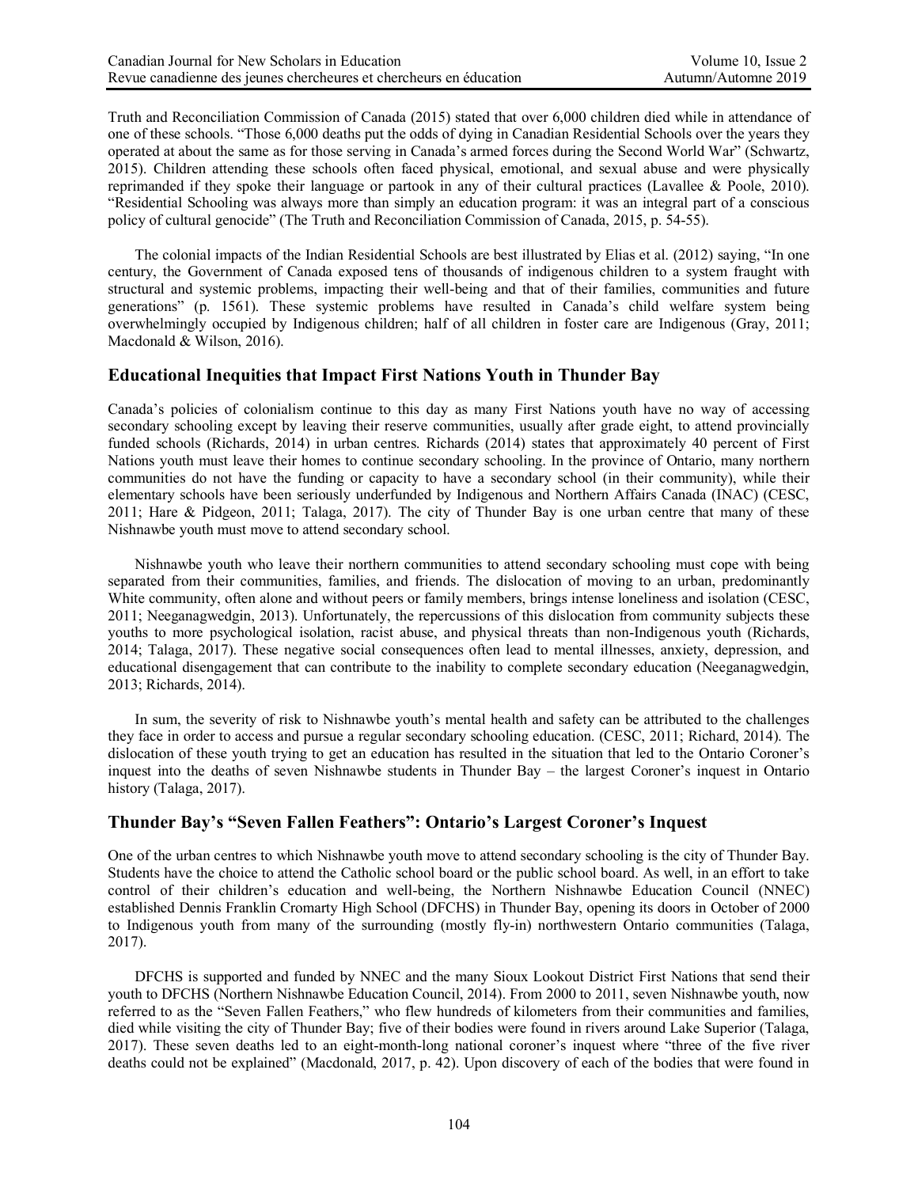Truth and Reconciliation Commission of Canada (2015) stated that over 6,000 children died while in attendance of one of these schools. "Those 6,000 deaths put the odds of dying in Canadian Residential Schools over the years they operated at about the same as for those serving in Canada's armed forces during the Second World War" (Schwartz, 2015). Children attending these schools often faced physical, emotional, and sexual abuse and were physically reprimanded if they spoke their language or partook in any of their cultural practices (Lavallee & Poole, 2010). "Residential Schooling was always more than simply an education program: it was an integral part of a conscious policy of cultural genocide" (The Truth and Reconciliation Commission of Canada, 2015, p. 54-55).

The colonial impacts of the Indian Residential Schools are best illustrated by Elias et al. (2012) saying, "In one century, the Government of Canada exposed tens of thousands of indigenous children to a system fraught with structural and systemic problems, impacting their well-being and that of their families, communities and future generations" (p. 1561). These systemic problems have resulted in Canada's child welfare system being overwhelmingly occupied by Indigenous children; half of all children in foster care are Indigenous (Gray, 2011; Macdonald & Wilson, 2016).

## Educational Inequities that Impact First Nations Youth in Thunder Bay

Canada's policies of colonialism continue to this day as many First Nations youth have no way of accessing secondary schooling except by leaving their reserve communities, usually after grade eight, to attend provincially funded schools (Richards, 2014) in urban centres. Richards (2014) states that approximately 40 percent of First Nations youth must leave their homes to continue secondary schooling. In the province of Ontario, many northern communities do not have the funding or capacity to have a secondary school (in their community), while their elementary schools have been seriously underfunded by Indigenous and Northern Affairs Canada (INAC) (CESC, 2011; Hare & Pidgeon, 2011; Talaga, 2017). The city of Thunder Bay is one urban centre that many of these Nishnawbe youth must move to attend secondary school.

Nishnawbe youth who leave their northern communities to attend secondary schooling must cope with being separated from their communities, families, and friends. The dislocation of moving to an urban, predominantly White community, often alone and without peers or family members, brings intense loneliness and isolation (CESC, 2011; Neeganagwedgin, 2013). Unfortunately, the repercussions of this dislocation from community subjects these youths to more psychological isolation, racist abuse, and physical threats than non-Indigenous youth (Richards, 2014; Talaga, 2017). These negative social consequences often lead to mental illnesses, anxiety, depression, and educational disengagement that can contribute to the inability to complete secondary education (Neeganagwedgin, 2013; Richards, 2014).

In sum, the severity of risk to Nishnawbe youth's mental health and safety can be attributed to the challenges they face in order to access and pursue a regular secondary schooling education. (CESC, 2011; Richard, 2014). The dislocation of these youth trying to get an education has resulted in the situation that led to the Ontario Coroner's inquest into the deaths of seven Nishnawbe students in Thunder Bay – the largest Coroner's inquest in Ontario history (Talaga, 2017).

## Thunder Bay's "Seven Fallen Feathers": Ontario's Largest Coroner's Inquest

One of the urban centres to which Nishnawbe youth move to attend secondary schooling is the city of Thunder Bay. Students have the choice to attend the Catholic school board or the public school board. As well, in an effort to take control of their children's education and well-being, the Northern Nishnawbe Education Council (NNEC) established Dennis Franklin Cromarty High School (DFCHS) in Thunder Bay, opening its doors in October of 2000 to Indigenous youth from many of the surrounding (mostly fly-in) northwestern Ontario communities (Talaga, 2017).

DFCHS is supported and funded by NNEC and the many Sioux Lookout District First Nations that send their youth to DFCHS (Northern Nishnawbe Education Council, 2014). From 2000 to 2011, seven Nishnawbe youth, now referred to as the "Seven Fallen Feathers," who flew hundreds of kilometers from their communities and families, died while visiting the city of Thunder Bay; five of their bodies were found in rivers around Lake Superior (Talaga, 2017). These seven deaths led to an eight-month-long national coroner's inquest where "three of the five river deaths could not be explained" (Macdonald, 2017, p. 42). Upon discovery of each of the bodies that were found in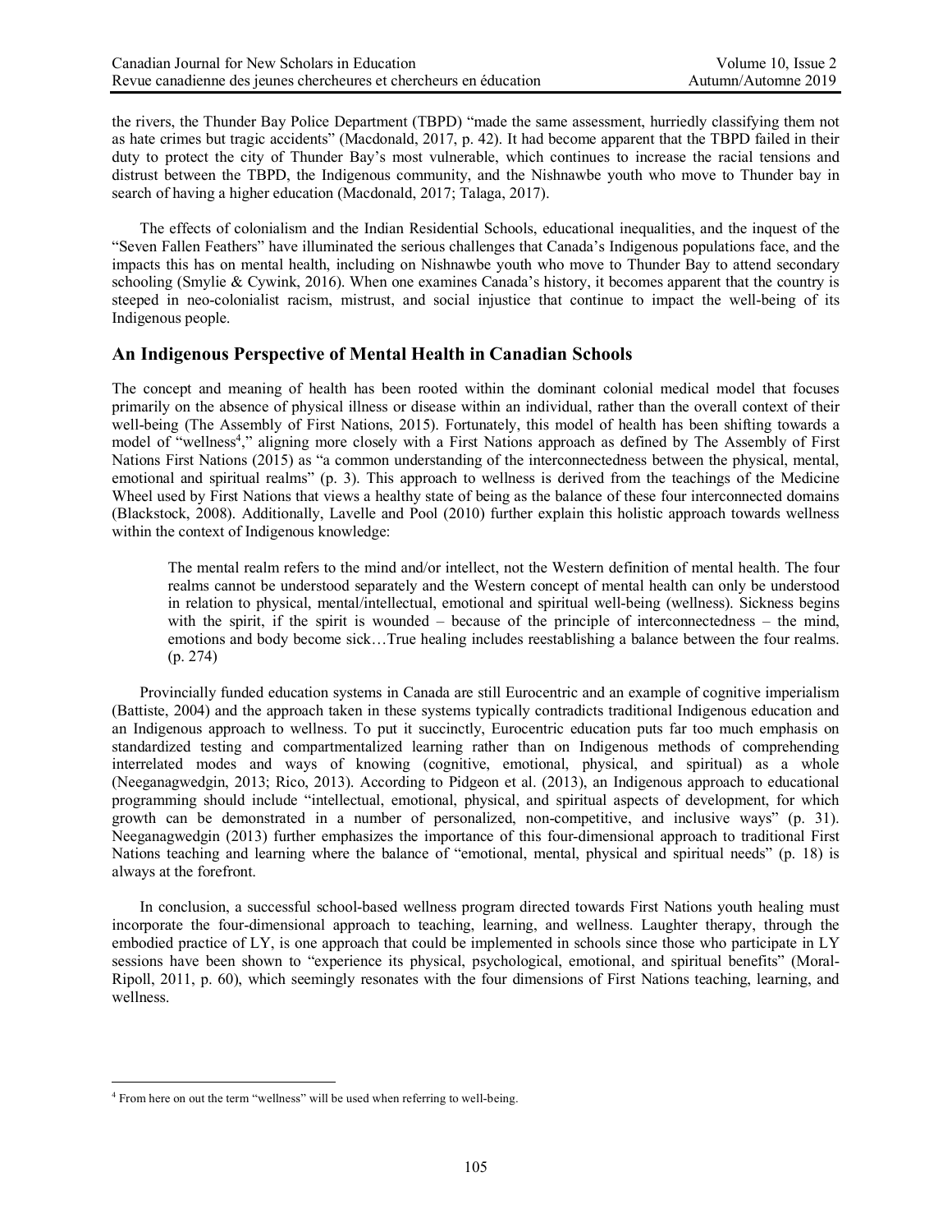the rivers, the Thunder Bay Police Department (TBPD) "made the same assessment, hurriedly classifying them not as hate crimes but tragic accidents" (Macdonald, 2017, p. 42). It had become apparent that the TBPD failed in their duty to protect the city of Thunder Bay's most vulnerable, which continues to increase the racial tensions and distrust between the TBPD, the Indigenous community, and the Nishnawbe youth who move to Thunder bay in search of having a higher education (Macdonald, 2017; Talaga, 2017).

The effects of colonialism and the Indian Residential Schools, educational inequalities, and the inquest of the "Seven Fallen Feathers" have illuminated the serious challenges that Canada's Indigenous populations face, and the impacts this has on mental health, including on Nishnawbe youth who move to Thunder Bay to attend secondary schooling (Smylie & Cywink, 2016). When one examines Canada's history, it becomes apparent that the country is steeped in neo-colonialist racism, mistrust, and social injustice that continue to impact the well-being of its Indigenous people.

## An Indigenous Perspective of Mental Health in Canadian Schools

The concept and meaning of health has been rooted within the dominant colonial medical model that focuses primarily on the absence of physical illness or disease within an individual, rather than the overall context of their well-being (The Assembly of First Nations, 2015). Fortunately, this model of health has been shifting towards a model of "wellness[4]," aligning more closely with a First Nations approach as defined by The Assembly of First Nations First Nations (2015) as "a common understanding of the interconnectedness between the physical, mental, emotional and spiritual realms" (p. 3). This approach to wellness is derived from the teachings of the Medicine Wheel used by First Nations that views a healthy state of being as the balance of these four interconnected domains (Blackstock, 2008). Additionally, Lavelle and Pool (2010) further explain this holistic approach towards wellness within the context of Indigenous knowledge:

> The mental realm refers to the mind and/or intellect, not the Western definition of mental health. The four realms cannot be understood separately and the Western concept of mental health can only be understood in relation to physical, mental/intellectual, emotional and spiritual well-being (wellness). Sickness begins with the spirit, if the spirit is wounded – because of the principle of interconnectedness – the mind, emotions and body become sick…True healing includes reestablishing a balance between the four realms. (p. 274)

Provincially funded education systems in Canada are still Eurocentric and an example of cognitive imperialism (Battiste, 2004) and the approach taken in these systems typically contradicts traditional Indigenous education and an Indigenous approach to wellness. To put it succinctly, Eurocentric education puts far too much emphasis on standardized testing and compartmentalized learning rather than on Indigenous methods of comprehending interrelated modes and ways of knowing (cognitive, emotional, physical, and spiritual) as a whole (Neeganagwedgin, 2013; Rico, 2013). According to Pidgeon et al. (2013), an Indigenous approach to educational programming should include "intellectual, emotional, physical, and spiritual aspects of development, for which growth can be demonstrated in a number of personalized, non-competitive, and inclusive ways" (p. 31). Neeganagwedgin (2013) further emphasizes the importance of this four-dimensional approach to traditional First Nations teaching and learning where the balance of "emotional, mental, physical and spiritual needs" (p. 18) is always at the forefront.

In conclusion, a successful school-based wellness program directed towards First Nations youth healing must incorporate the four-dimensional approach to teaching, learning, and wellness. Laughter therapy, through the embodied practice of LY, is one approach that could be implemented in schools since those who participate in LY sessions have been shown to "experience its physical, psychological, emotional, and spiritual benefits" (Moral-Ripoll, 2011, p. 60), which seemingly resonates with the four dimensions of First Nations teaching, learning, and wellness.

---

[4] From here on out the term "wellness" will be used when referring to well-being.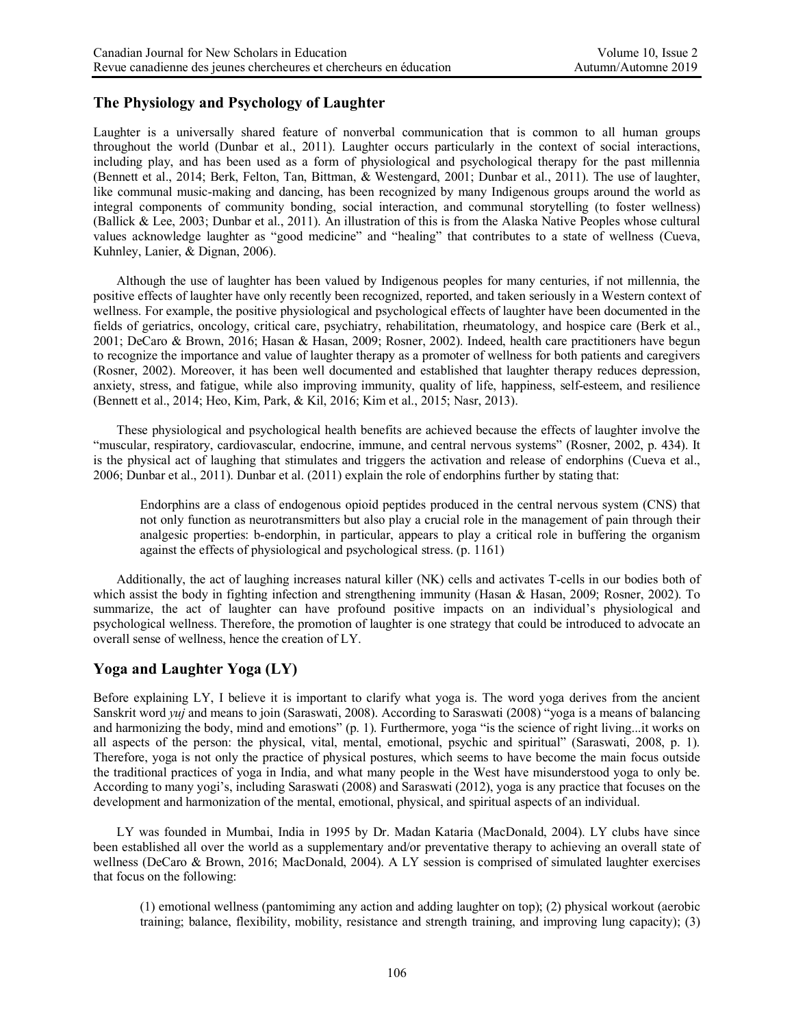## The Physiology and Psychology of Laughter

Laughter is a universally shared feature of nonverbal communication that is common to all human groups throughout the world (Dunbar et al., 2011). Laughter occurs particularly in the context of social interactions, including play, and has been used as a form of physiological and psychological therapy for the past millennia (Bennett et al., 2014; Berk, Felton, Tan, Bittman, & Westengard, 2001; Dunbar et al., 2011). The use of laughter, like communal music-making and dancing, has been recognized by many Indigenous groups around the world as integral components of community bonding, social interaction, and communal storytelling (to foster wellness) (Ballick & Lee, 2003; Dunbar et al., 2011). An illustration of this is from the Alaska Native Peoples whose cultural values acknowledge laughter as "good medicine" and "healing" that contributes to a state of wellness (Cueva, Kuhnley, Lanier, & Dignan, 2006).

Although the use of laughter has been valued by Indigenous peoples for many centuries, if not millennia, the positive effects of laughter have only recently been recognized, reported, and taken seriously in a Western context of wellness. For example, the positive physiological and psychological effects of laughter have been documented in the fields of geriatrics, oncology, critical care, psychiatry, rehabilitation, rheumatology, and hospice care (Berk et al., 2001; DeCaro & Brown, 2016; Hasan & Hasan, 2009; Rosner, 2002). Indeed, health care practitioners have begun to recognize the importance and value of laughter therapy as a promoter of wellness for both patients and caregivers (Rosner, 2002). Moreover, it has been well documented and established that laughter therapy reduces depression, anxiety, stress, and fatigue, while also improving immunity, quality of life, happiness, self-esteem, and resilience (Bennett et al., 2014; Heo, Kim, Park, & Kil, 2016; Kim et al., 2015; Nasr, 2013).

These physiological and psychological health benefits are achieved because the effects of laughter involve the "muscular, respiratory, cardiovascular, endocrine, immune, and central nervous systems" (Rosner, 2002, p. 434). It is the physical act of laughing that stimulates and triggers the activation and release of endorphins (Cueva et al., 2006; Dunbar et al., 2011). Dunbar et al. (2011) explain the role of endorphins further by stating that:

> Endorphins are a class of endogenous opioid peptides produced in the central nervous system (CNS) that not only function as neurotransmitters but also play a crucial role in the management of pain through their analgesic properties: b-endorphin, in particular, appears to play a critical role in buffering the organism against the effects of physiological and psychological stress. (p. 1161)

Additionally, the act of laughing increases natural killer (NK) cells and activates T-cells in our bodies both of which assist the body in fighting infection and strengthening immunity (Hasan & Hasan, 2009; Rosner, 2002). To summarize, the act of laughter can have profound positive impacts on an individual's physiological and psychological wellness. Therefore, the promotion of laughter is one strategy that could be introduced to advocate an overall sense of wellness, hence the creation of LY.

## Yoga and Laughter Yoga (LY)

Before explaining LY, I believe it is important to clarify what yoga is. The word yoga derives from the ancient Sanskrit word *yuj* and means to join (Saraswati, 2008). According to Saraswati (2008) "yoga is a means of balancing and harmonizing the body, mind and emotions" (p. 1). Furthermore, yoga "is the science of right living...it works on all aspects of the person: the physical, vital, mental, emotional, psychic and spiritual" (Saraswati, 2008, p. 1). Therefore, yoga is not only the practice of physical postures, which seems to have become the main focus outside the traditional practices of yoga in India, and what many people in the West have misunderstood yoga to only be. According to many yogi's, including Saraswati (2008) and Saraswati (2012), yoga is any practice that focuses on the development and harmonization of the mental, emotional, physical, and spiritual aspects of an individual.

LY was founded in Mumbai, India in 1995 by Dr. Madan Kataria (MacDonald, 2004). LY clubs have since been established all over the world as a supplementary and/or preventative therapy to achieving an overall state of wellness (DeCaro & Brown, 2016; MacDonald, 2004). A LY session is comprised of simulated laughter exercises that focus on the following:

> (1) emotional wellness (pantomiming any action and adding laughter on top); (2) physical workout (aerobic training; balance, flexibility, mobility, resistance and strength training, and improving lung capacity); (3)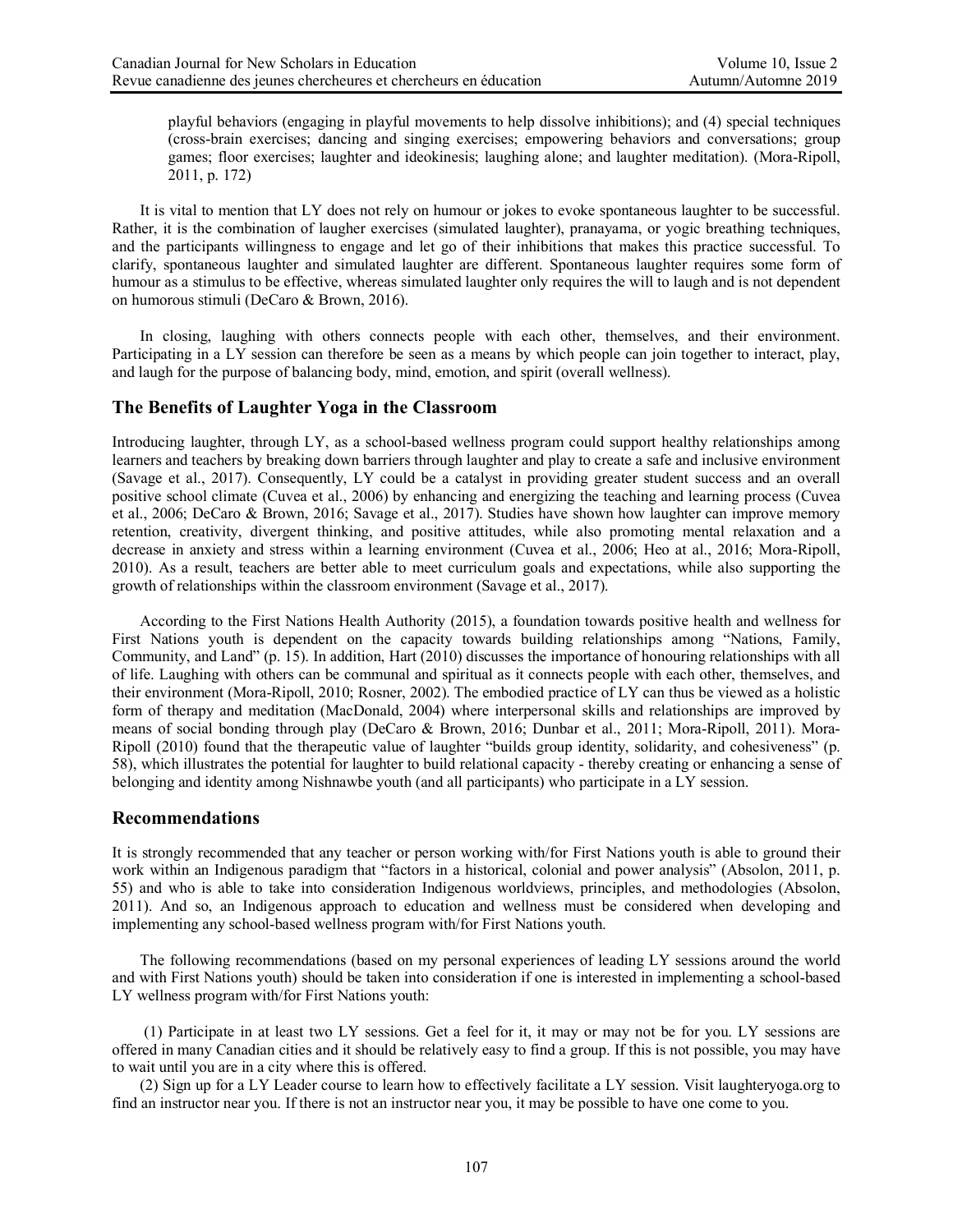playful behaviors (engaging in playful movements to help dissolve inhibitions); and (4) special techniques (cross-brain exercises; dancing and singing exercises; empowering behaviors and conversations; group games; floor exercises; laughter and ideokinesis; laughing alone; and laughter meditation). (Mora-Ripoll, 2011, p. 172)

It is vital to mention that LY does not rely on humour or jokes to evoke spontaneous laughter to be successful. Rather, it is the combination of laugher exercises (simulated laughter), pranayama, or yogic breathing techniques, and the participants willingness to engage and let go of their inhibitions that makes this practice successful. To clarify, spontaneous laughter and simulated laughter are different. Spontaneous laughter requires some form of humour as a stimulus to be effective, whereas simulated laughter only requires the will to laugh and is not dependent on humorous stimuli (DeCaro & Brown, 2016).

In closing, laughing with others connects people with each other, themselves, and their environment. Participating in a LY session can therefore be seen as a means by which people can join together to interact, play, and laugh for the purpose of balancing body, mind, emotion, and spirit (overall wellness).

## The Benefits of Laughter Yoga in the Classroom

Introducing laughter, through LY, as a school-based wellness program could support healthy relationships among learners and teachers by breaking down barriers through laughter and play to create a safe and inclusive environment (Savage et al., 2017). Consequently, LY could be a catalyst in providing greater student success and an overall positive school climate (Cuvea et al., 2006) by enhancing and energizing the teaching and learning process (Cuvea et al., 2006; DeCaro & Brown, 2016; Savage et al., 2017). Studies have shown how laughter can improve memory retention, creativity, divergent thinking, and positive attitudes, while also promoting mental relaxation and a decrease in anxiety and stress within a learning environment (Cuvea et al., 2006; Heo at al., 2016; Mora-Ripoll, 2010). As a result, teachers are better able to meet curriculum goals and expectations, while also supporting the growth of relationships within the classroom environment (Savage et al., 2017).

According to the First Nations Health Authority (2015), a foundation towards positive health and wellness for First Nations youth is dependent on the capacity towards building relationships among "Nations, Family, Community, and Land" (p. 15). In addition, Hart (2010) discusses the importance of honouring relationships with all of life. Laughing with others can be communal and spiritual as it connects people with each other, themselves, and their environment (Mora-Ripoll, 2010; Rosner, 2002). The embodied practice of LY can thus be viewed as a holistic form of therapy and meditation (MacDonald, 2004) where interpersonal skills and relationships are improved by means of social bonding through play (DeCaro & Brown, 2016; Dunbar et al., 2011; Mora-Ripoll, 2011). Mora-Ripoll (2010) found that the therapeutic value of laughter "builds group identity, solidarity, and cohesiveness" (p. 58), which illustrates the potential for laughter to build relational capacity - thereby creating or enhancing a sense of belonging and identity among Nishnawbe youth (and all participants) who participate in a LY session.

## Recommendations

It is strongly recommended that any teacher or person working with/for First Nations youth is able to ground their work within an Indigenous paradigm that "factors in a historical, colonial and power analysis" (Absolon, 2011, p. 55) and who is able to take into consideration Indigenous worldviews, principles, and methodologies (Absolon, 2011). And so, an Indigenous approach to education and wellness must be considered when developing and implementing any school-based wellness program with/for First Nations youth.

The following recommendations (based on my personal experiences of leading LY sessions around the world and with First Nations youth) should be taken into consideration if one is interested in implementing a school-based LY wellness program with/for First Nations youth:

(1) Participate in at least two LY sessions. Get a feel for it, it may or may not be for you. LY sessions are offered in many Canadian cities and it should be relatively easy to find a group. If this is not possible, you may have to wait until you are in a city where this is offered.

(2) Sign up for a LY Leader course to learn how to effectively facilitate a LY session. Visit laughteryoga.org to find an instructor near you. If there is not an instructor near you, it may be possible to have one come to you.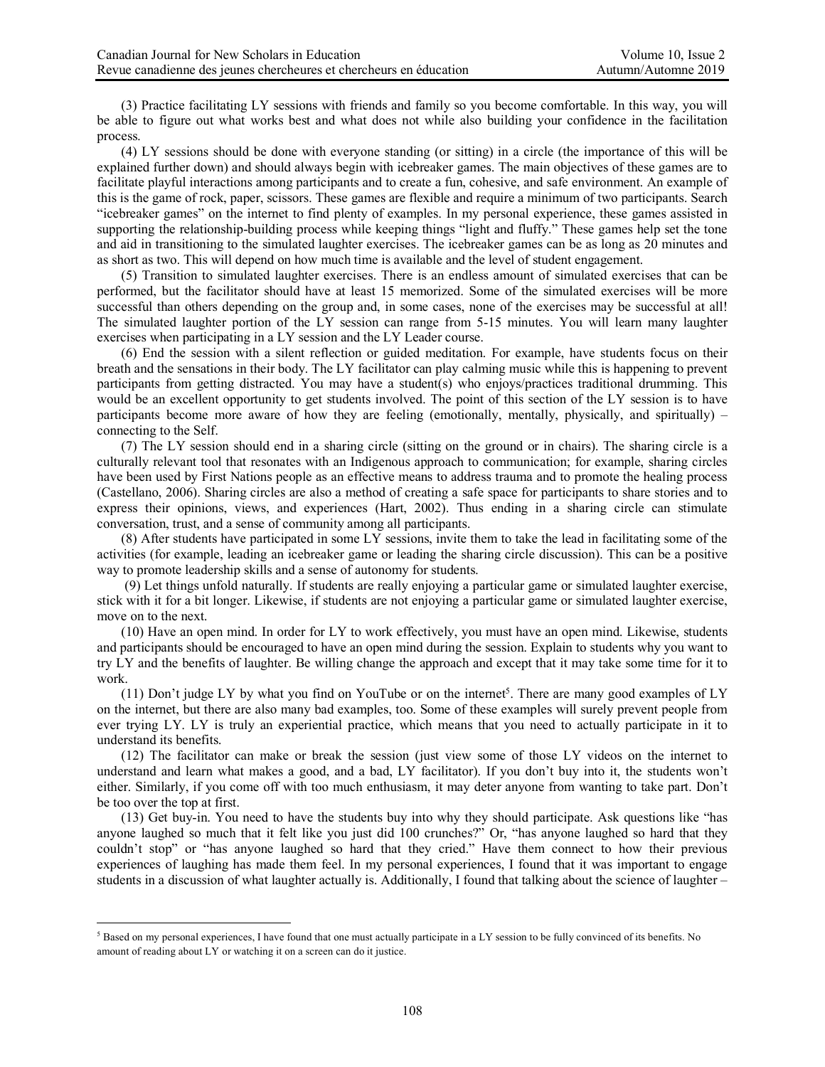(3) Practice facilitating LY sessions with friends and family so you become comfortable. In this way, you will be able to figure out what works best and what does not while also building your confidence in the facilitation process.

(4) LY sessions should be done with everyone standing (or sitting) in a circle (the importance of this will be explained further down) and should always begin with icebreaker games. The main objectives of these games are to facilitate playful interactions among participants and to create a fun, cohesive, and safe environment. An example of this is the game of rock, paper, scissors. These games are flexible and require a minimum of two participants. Search "icebreaker games" on the internet to find plenty of examples. In my personal experience, these games assisted in supporting the relationship-building process while keeping things "light and fluffy." These games help set the tone and aid in transitioning to the simulated laughter exercises. The icebreaker games can be as long as 20 minutes and as short as two. This will depend on how much time is available and the level of student engagement.

(5) Transition to simulated laughter exercises. There is an endless amount of simulated exercises that can be performed, but the facilitator should have at least 15 memorized. Some of the simulated exercises will be more successful than others depending on the group and, in some cases, none of the exercises may be successful at all! The simulated laughter portion of the LY session can range from 5-15 minutes. You will learn many laughter exercises when participating in a LY session and the LY Leader course.

(6) End the session with a silent reflection or guided meditation. For example, have students focus on their breath and the sensations in their body. The LY facilitator can play calming music while this is happening to prevent participants from getting distracted. You may have a student(s) who enjoys/practices traditional drumming. This would be an excellent opportunity to get students involved. The point of this section of the LY session is to have participants become more aware of how they are feeling (emotionally, mentally, physically, and spiritually) – connecting to the Self.

(7) The LY session should end in a sharing circle (sitting on the ground or in chairs). The sharing circle is a culturally relevant tool that resonates with an Indigenous approach to communication; for example, sharing circles have been used by First Nations people as an effective means to address trauma and to promote the healing process (Castellano, 2006). Sharing circles are also a method of creating a safe space for participants to share stories and to express their opinions, views, and experiences (Hart, 2002). Thus ending in a sharing circle can stimulate conversation, trust, and a sense of community among all participants.

(8) After students have participated in some LY sessions, invite them to take the lead in facilitating some of the activities (for example, leading an icebreaker game or leading the sharing circle discussion). This can be a positive way to promote leadership skills and a sense of autonomy for students.

(9) Let things unfold naturally. If students are really enjoying a particular game or simulated laughter exercise, stick with it for a bit longer. Likewise, if students are not enjoying a particular game or simulated laughter exercise, move on to the next.

(10) Have an open mind. In order for LY to work effectively, you must have an open mind. Likewise, students and participants should be encouraged to have an open mind during the session. Explain to students why you want to try LY and the benefits of laughter. Be willing change the approach and except that it may take some time for it to work.

(11) Don't judge LY by what you find on YouTube or on the internet[5]. There are many good examples of LY on the internet, but there are also many bad examples, too. Some of these examples will surely prevent people from ever trying LY. LY is truly an experiential practice, which means that you need to actually participate in it to understand its benefits.

(12) The facilitator can make or break the session (just view some of those LY videos on the internet to understand and learn what makes a good, and a bad, LY facilitator). If you don't buy into it, the students won't either. Similarly, if you come off with too much enthusiasm, it may deter anyone from wanting to take part. Don't be too over the top at first.

(13) Get buy-in. You need to have the students buy into why they should participate. Ask questions like "has anyone laughed so much that it felt like you just did 100 crunches?" Or, "has anyone laughed so hard that they couldn't stop" or "has anyone laughed so hard that they cried." Have them connect to how their previous experiences of laughing has made them feel. In my personal experiences, I found that it was important to engage students in a discussion of what laughter actually is. Additionally, I found that talking about the science of laughter –

[5] Based on my personal experiences, I have found that one must actually participate in a LY session to be fully convinced of its benefits. No amount of reading about LY or watching it on a screen can do it justice.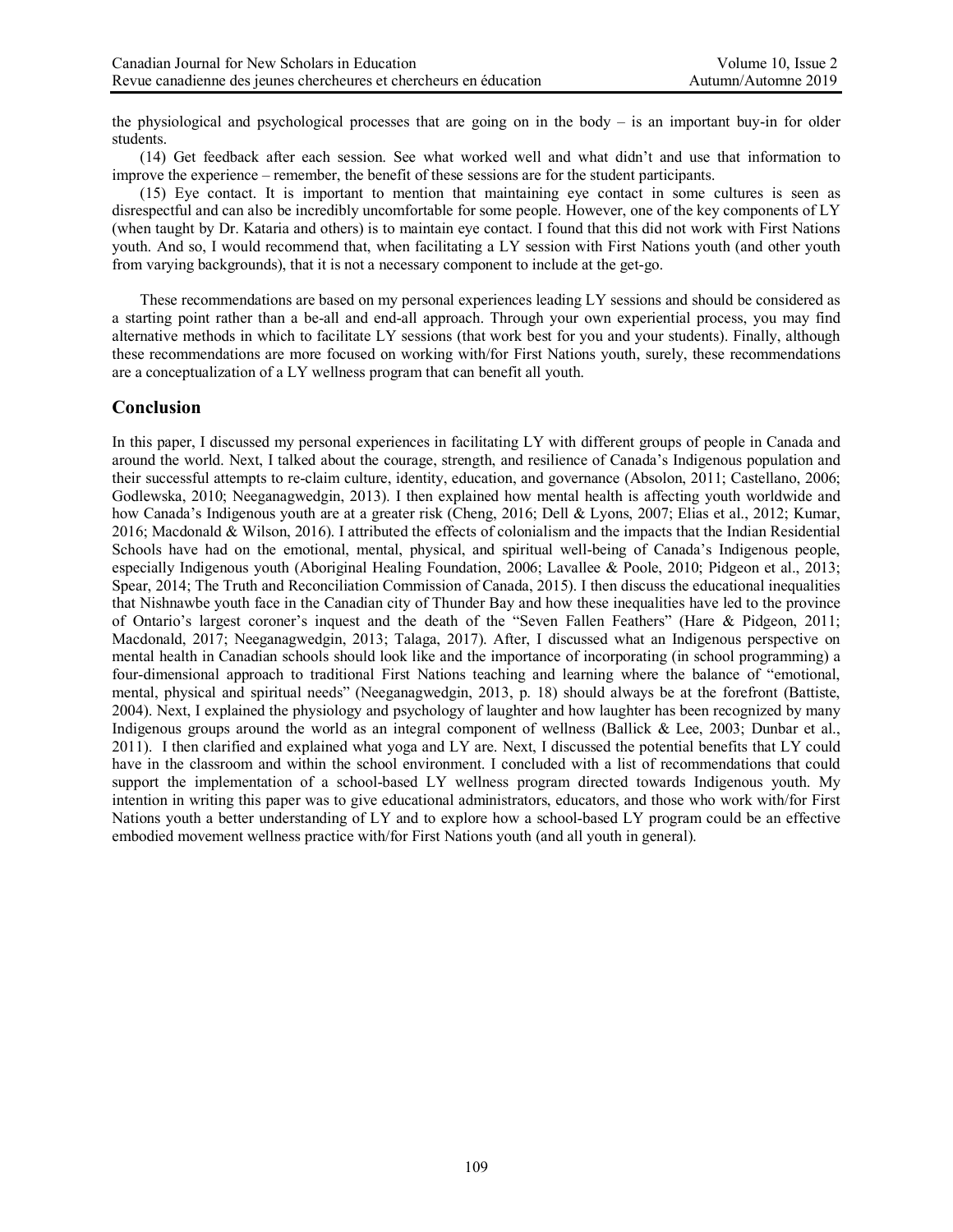the physiological and psychological processes that are going on in the body – is an important buy-in for older students.

(14) Get feedback after each session. See what worked well and what didn't and use that information to improve the experience – remember, the benefit of these sessions are for the student participants.

(15) Eye contact. It is important to mention that maintaining eye contact in some cultures is seen as disrespectful and can also be incredibly uncomfortable for some people. However, one of the key components of LY (when taught by Dr. Kataria and others) is to maintain eye contact. I found that this did not work with First Nations youth. And so, I would recommend that, when facilitating a LY session with First Nations youth (and other youth from varying backgrounds), that it is not a necessary component to include at the get-go.

These recommendations are based on my personal experiences leading LY sessions and should be considered as a starting point rather than a be-all and end-all approach. Through your own experiential process, you may find alternative methods in which to facilitate LY sessions (that work best for you and your students). Finally, although these recommendations are more focused on working with/for First Nations youth, surely, these recommendations are a conceptualization of a LY wellness program that can benefit all youth.

## Conclusion

In this paper, I discussed my personal experiences in facilitating LY with different groups of people in Canada and around the world. Next, I talked about the courage, strength, and resilience of Canada's Indigenous population and their successful attempts to re-claim culture, identity, education, and governance (Absolon, 2011; Castellano, 2006; Godlewska, 2010; Neeganagwedgin, 2013). I then explained how mental health is affecting youth worldwide and how Canada's Indigenous youth are at a greater risk (Cheng, 2016; Dell & Lyons, 2007; Elias et al., 2012; Kumar, 2016; Macdonald & Wilson, 2016). I attributed the effects of colonialism and the impacts that the Indian Residential Schools have had on the emotional, mental, physical, and spiritual well-being of Canada's Indigenous people, especially Indigenous youth (Aboriginal Healing Foundation, 2006; Lavallee & Poole, 2010; Pidgeon et al., 2013; Spear, 2014; The Truth and Reconciliation Commission of Canada, 2015). I then discuss the educational inequalities that Nishnawbe youth face in the Canadian city of Thunder Bay and how these inequalities have led to the province of Ontario's largest coroner's inquest and the death of the "Seven Fallen Feathers" (Hare & Pidgeon, 2011; Macdonald, 2017; Neeganagwedgin, 2013; Talaga, 2017). After, I discussed what an Indigenous perspective on mental health in Canadian schools should look like and the importance of incorporating (in school programming) a four-dimensional approach to traditional First Nations teaching and learning where the balance of "emotional, mental, physical and spiritual needs" (Neeganagwedgin, 2013, p. 18) should always be at the forefront (Battiste, 2004). Next, I explained the physiology and psychology of laughter and how laughter has been recognized by many Indigenous groups around the world as an integral component of wellness (Ballick & Lee, 2003; Dunbar et al., 2011). I then clarified and explained what yoga and LY are. Next, I discussed the potential benefits that LY could have in the classroom and within the school environment. I concluded with a list of recommendations that could support the implementation of a school-based LY wellness program directed towards Indigenous youth. My intention in writing this paper was to give educational administrators, educators, and those who work with/for First Nations youth a better understanding of LY and to explore how a school-based LY program could be an effective embodied movement wellness practice with/for First Nations youth (and all youth in general).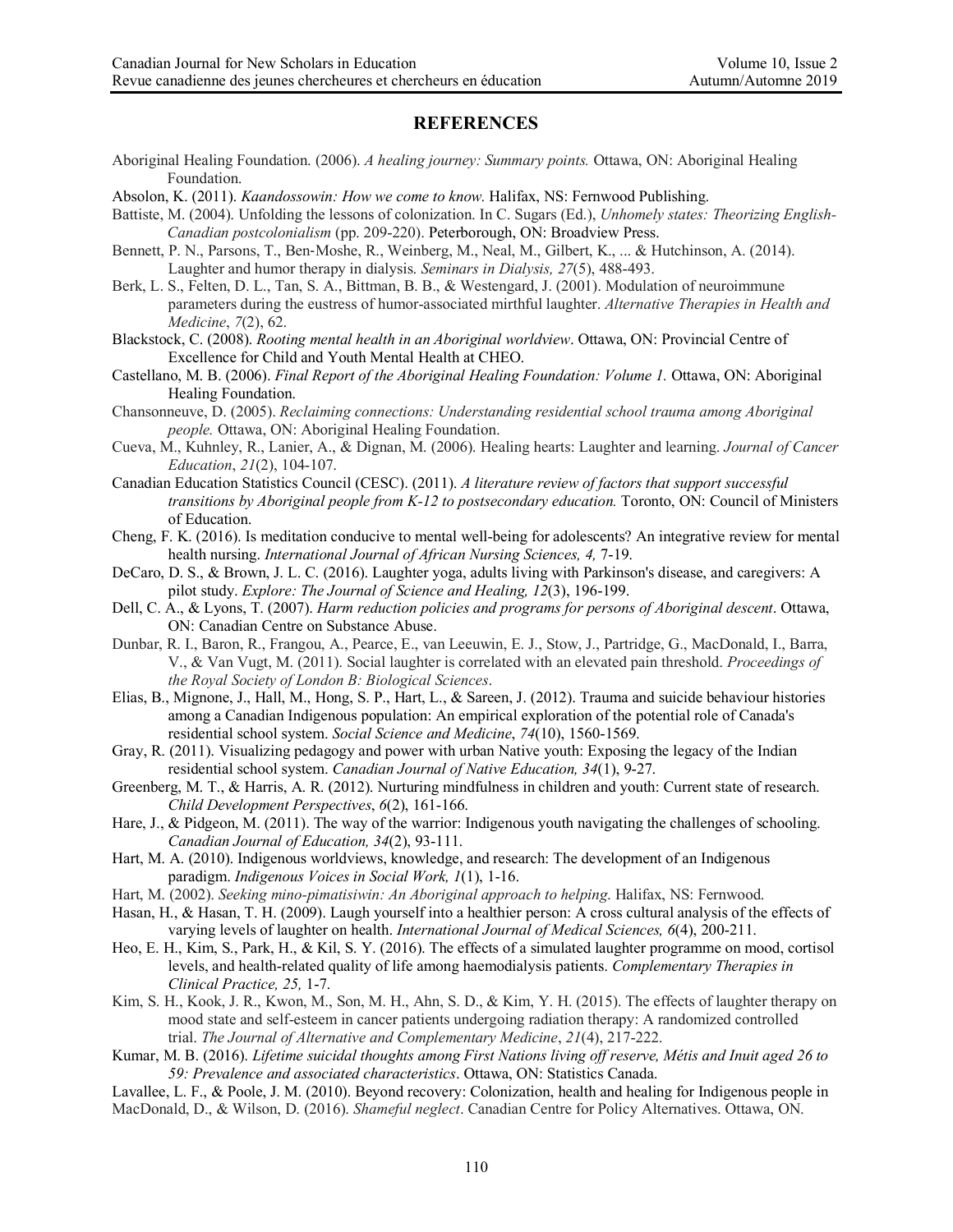## REFERENCES

Aboriginal Healing Foundation. (2006). *A healing journey: Summary points.* Ottawa, ON: Aboriginal Healing Foundation.

Absolon, K. (2011). *Kaandossowin: How we come to know.* Halifax, NS: Fernwood Publishing.

Battiste, M. (2004). Unfolding the lessons of colonization. In C. Sugars (Ed.), *Unhomely states: Theorizing English-Canadian postcolonialism* (pp. 209-220). Peterborough, ON: Broadview Press.

Bennett, P. N., Parsons, T., Ben‐Moshe, R., Weinberg, M., Neal, M., Gilbert, K., ... & Hutchinson, A. (2014). Laughter and humor therapy in dialysis. *Seminars in Dialysis, 27*(5), 488-493.

Berk, L. S., Felten, D. L., Tan, S. A., Bittman, B. B., & Westengard, J. (2001). Modulation of neuroimmune parameters during the eustress of humor-associated mirthful laughter. *Alternative Therapies in Health and Medicine*, *7*(2), 62.

Blackstock, C. (2008). *Rooting mental health in an Aboriginal worldview*. Ottawa, ON: Provincial Centre of Excellence for Child and Youth Mental Health at CHEO.

Castellano, M. B. (2006). *Final Report of the Aboriginal Healing Foundation: Volume 1.* Ottawa, ON: Aboriginal Healing Foundation.

Chansonneuve, D. (2005). *Reclaiming connections: Understanding residential school trauma among Aboriginal people.* Ottawa, ON: Aboriginal Healing Foundation.

Cueva, M., Kuhnley, R., Lanier, A., & Dignan, M. (2006). Healing hearts: Laughter and learning. *Journal of Cancer Education*, *21*(2), 104-107.

Canadian Education Statistics Council (CESC). (2011). *A literature review of factors that support successful transitions by Aboriginal people from K-12 to postsecondary education.* Toronto, ON: Council of Ministers of Education.

Cheng, F. K. (2016). Is meditation conducive to mental well-being for adolescents? An integrative review for mental health nursing. *International Journal of African Nursing Sciences, 4,* 7-19.

DeCaro, D. S., & Brown, J. L. C. (2016). Laughter yoga, adults living with Parkinson's disease, and caregivers: A pilot study. *Explore: The Journal of Science and Healing, 12*(3), 196-199.

Dell, C. A., & Lyons, T. (2007). *Harm reduction policies and programs for persons of Aboriginal descent*. Ottawa, ON: Canadian Centre on Substance Abuse.

Dunbar, R. I., Baron, R., Frangou, A., Pearce, E., van Leeuwin, E. J., Stow, J., Partridge, G., MacDonald, I., Barra, V., & Van Vugt, M. (2011). Social laughter is correlated with an elevated pain threshold. *Proceedings of the Royal Society of London B: Biological Sciences*.

Elias, B., Mignone, J., Hall, M., Hong, S. P., Hart, L., & Sareen, J. (2012). Trauma and suicide behaviour histories among a Canadian Indigenous population: An empirical exploration of the potential role of Canada's residential school system. *Social Science and Medicine*, *74*(10), 1560-1569.

Gray, R. (2011). Visualizing pedagogy and power with urban Native youth: Exposing the legacy of the Indian residential school system. *Canadian Journal of Native Education, 34*(1), 9-27.

Greenberg, M. T., & Harris, A. R. (2012). Nurturing mindfulness in children and youth: Current state of research. *Child Development Perspectives*, *6*(2), 161-166.

Hare, J., & Pidgeon, M. (2011). The way of the warrior: Indigenous youth navigating the challenges of schooling. *Canadian Journal of Education, 34*(2), 93-111.

Hart, M. A. (2010). Indigenous worldviews, knowledge, and research: The development of an Indigenous paradigm. *Indigenous Voices in Social Work, 1*(1), 1-16.

Hart, M. (2002). *Seeking mino-pimatisiwin: An Aboriginal approach to helping.* Halifax, NS: Fernwood.

Hasan, H., & Hasan, T. H. (2009). Laugh yourself into a healthier person: A cross cultural analysis of the effects of varying levels of laughter on health. *International Journal of Medical Sciences, 6*(4), 200-211.

Heo, E. H., Kim, S., Park, H., & Kil, S. Y. (2016). The effects of a simulated laughter programme on mood, cortisol levels, and health-related quality of life among haemodialysis patients. *Complementary Therapies in Clinical Practice, 25,* 1-7.

Kim, S. H., Kook, J. R., Kwon, M., Son, M. H., Ahn, S. D., & Kim, Y. H. (2015). The effects of laughter therapy on mood state and self-esteem in cancer patients undergoing radiation therapy: A randomized controlled trial. *The Journal of Alternative and Complementary Medicine*, *21*(4), 217-222.

Kumar, M. B. (2016). *Lifetime suicidal thoughts among First Nations living off reserve, Métis and Inuit aged 26 to 59: Prevalence and associated characteristics*. Ottawa, ON: Statistics Canada.

Lavallee, L. F., & Poole, J. M. (2010). Beyond recovery: Colonization, health and healing for Indigenous people in

MacDonald, D., & Wilson, D. (2016). *Shameful neglect*. Canadian Centre for Policy Alternatives. Ottawa, ON.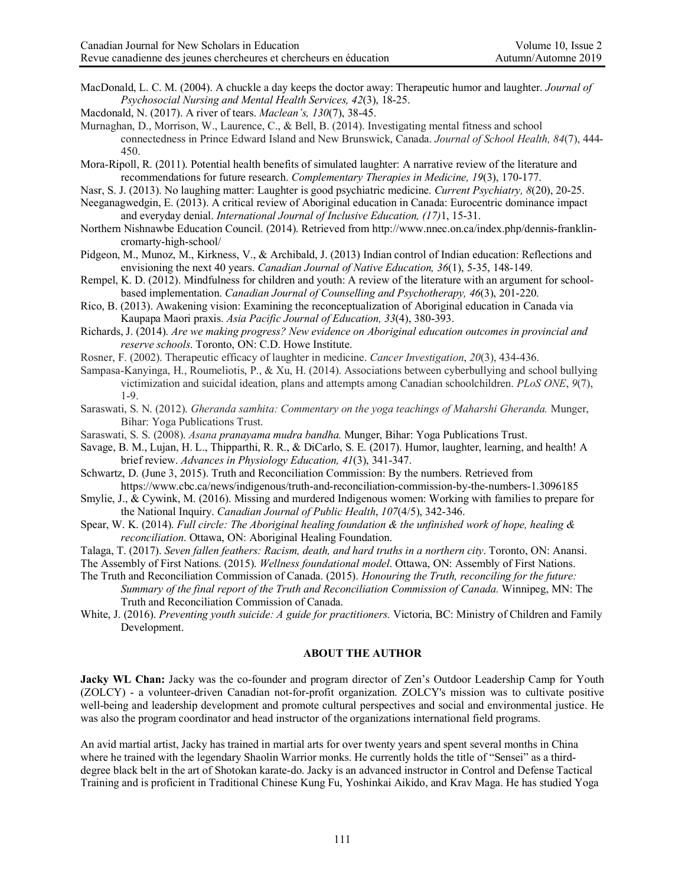MacDonald, L. C. M. (2004). A chuckle a day keeps the doctor away: Therapeutic humor and laughter. *Journal of Psychosocial Nursing and Mental Health Services, 42*(3), 18-25.

Macdonald, N. (2017). A river of tears. *Maclean's, 130*(7), 38-45.

Murnaghan, D., Morrison, W., Laurence, C., & Bell, B. (2014). Investigating mental fitness and school connectedness in Prince Edward Island and New Brunswick, Canada. *Journal of School Health, 84*(7), 444-450.

Mora-Ripoll, R. (2011). Potential health benefits of simulated laughter: A narrative review of the literature and recommendations for future research. *Complementary Therapies in Medicine, 19*(3), 170-177.

Nasr, S. J. (2013). No laughing matter: Laughter is good psychiatric medicine. *Current Psychiatry, 8*(20), 20-25.

Neeganagwedgin, E. (2013). A critical review of Aboriginal education in Canada: Eurocentric dominance impact and everyday denial. *International Journal of Inclusive Education, (17)*1, 15-31.

Northern Nishnawbe Education Council. (2014). Retrieved from http://www.nnec.on.ca/index.php/dennis-franklin-cromarty-high-school/

Pidgeon, M., Munoz, M., Kirkness, V., & Archibald, J. (2013) Indian control of Indian education: Reflections and envisioning the next 40 years. *Canadian Journal of Native Education, 36*(1), 5-35, 148-149.

Rempel, K. D. (2012). Mindfulness for children and youth: A review of the literature with an argument for school-based implementation. *Canadian Journal of Counselling and Psychotherapy, 46*(3), 201-220.

Rico, B. (2013). Awakening vision: Examining the reconceptualization of Aboriginal education in Canada via Kaupapa Maori praxis. *Asia Pacific Journal of Education, 33*(4), 380-393.

Richards, J. (2014). *Are we making progress? New evidence on Aboriginal education outcomes in provincial and reserve schools.* Toronto, ON: C.D. Howe Institute.

Rosner, F. (2002). Therapeutic efficacy of laughter in medicine. *Cancer Investigation*, *20*(3), 434-436.

Sampasa-Kanyinga, H., Roumeliotis, P., & Xu, H. (2014). Associations between cyberbullying and school bullying victimization and suicidal ideation, plans and attempts among Canadian schoolchildren. *PLoS ONE*, *9*(7), 1-9.

Saraswati, S. N. (2012). *Gheranda samhita: Commentary on the yoga teachings of Maharshi Gheranda.* Munger, Bihar: Yoga Publications Trust.

Saraswati, S. S. (2008). *Asana pranayama mudra bandha.* Munger, Bihar: Yoga Publications Trust.

Savage, B. M., Lujan, H. L., Thipparthi, R. R., & DiCarlo, S. E. (2017). Humor, laughter, learning, and health! A brief review. *Advances in Physiology Education, 41*(3), 341-347.

Schwartz, D. (June 3, 2015). Truth and Reconciliation Commission: By the numbers. Retrieved from https://www.cbc.ca/news/indigenous/truth-and-reconciliation-commission-by-the-numbers-1.3096185

Smylie, J., & Cywink, M. (2016). Missing and murdered Indigenous women: Working with families to prepare for the National Inquiry. *Canadian Journal of Public Health*, *107*(4/5), 342-346.

Spear, W. K. (2014). *Full circle: The Aboriginal healing foundation & the unfinished work of hope, healing & reconciliation*. Ottawa, ON: Aboriginal Healing Foundation.

Talaga, T. (2017). *Seven fallen feathers: Racism, death, and hard truths in a northern city*. Toronto, ON: Anansi.

The Assembly of First Nations. (2015). *Wellness foundational model*. Ottawa, ON: Assembly of First Nations.

The Truth and Reconciliation Commission of Canada. (2015). *Honouring the Truth, reconciling for the future: Summary of the final report of the Truth and Reconciliation Commission of Canada.* Winnipeg, MN: The Truth and Reconciliation Commission of Canada.

White, J. (2016). *Preventing youth suicide: A guide for practitioners.* Victoria, BC: Ministry of Children and Family Development.

## ABOUT THE AUTHOR

**Jacky WL Chan:** Jacky was the co-founder and program director of Zen's Outdoor Leadership Camp for Youth (ZOLCY) - a volunteer-driven Canadian not-for-profit organization. ZOLCY's mission was to cultivate positive well-being and leadership development and promote cultural perspectives and social and environmental justice. He was also the program coordinator and head instructor of the organizations international field programs.

An avid martial artist, Jacky has trained in martial arts for over twenty years and spent several months in China where he trained with the legendary Shaolin Warrior monks. He currently holds the title of "Sensei" as a third-degree black belt in the art of Shotokan karate-do. Jacky is an advanced instructor in Control and Defense Tactical Training and is proficient in Traditional Chinese Kung Fu, Yoshinkai Aikido, and Krav Maga. He has studied Yoga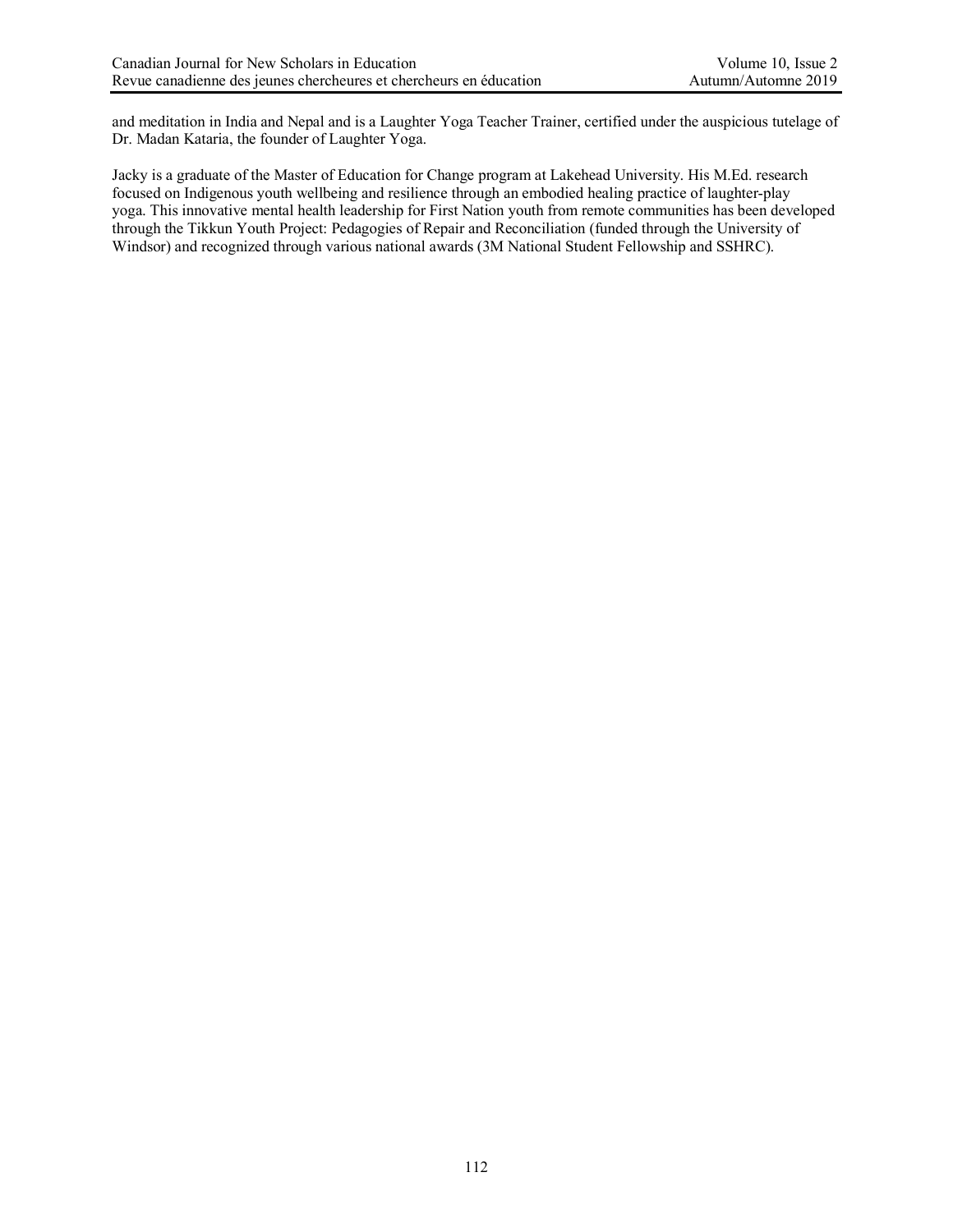and meditation in India and Nepal and is a Laughter Yoga Teacher Trainer, certified under the auspicious tutelage of Dr. Madan Kataria, the founder of Laughter Yoga.

Jacky is a graduate of the Master of Education for Change program at Lakehead University. His M.Ed. research focused on Indigenous youth wellbeing and resilience through an embodied healing practice of laughter-play yoga. This innovative mental health leadership for First Nation youth from remote communities has been developed through the Tikkun Youth Project: Pedagogies of Repair and Reconciliation (funded through the University of Windsor) and recognized through various national awards (3M National Student Fellowship and SSHRC).